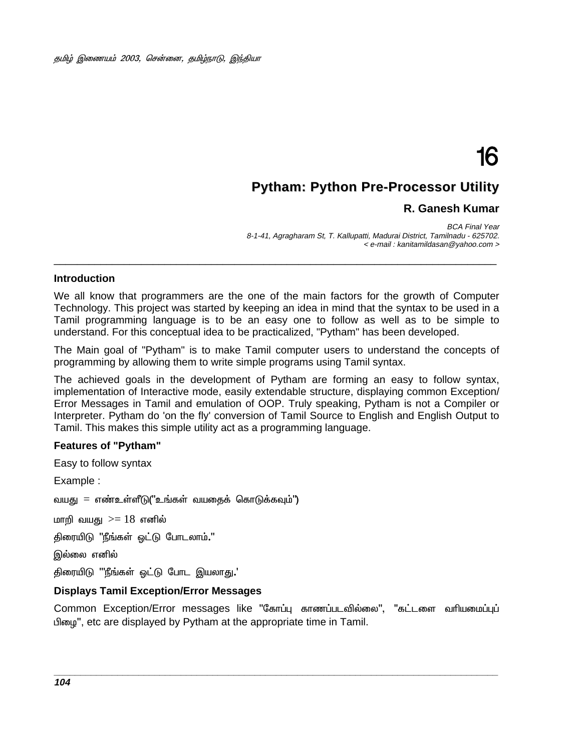16

# Pytham: Python Pre-Processor Utility

**R. Ganesh Kumar**

*BCA Final Year*
*8-1-41, Agragharam St, T. Kallupatti, Madurai District, Tamilnadu - 625702.*
*< e-mail : kanitamildasan@yahoo.com >*

---

### Introduction

We all know that programmers are the one of the main factors for the growth of Computer Technology. This project was started by keeping an idea in mind that the syntax to be used in a Tamil programming language is to be an easy one to follow as well as to be simple to understand. For this conceptual idea to be practicalized, "Pytham" has been developed.

The Main goal of "Pytham" is to make Tamil computer users to understand the concepts of programming by allowing them to write simple programs using Tamil syntax.

The achieved goals in the development of Pytham are forming an easy to follow syntax, implementation of Interactive mode, easily extendable structure, displaying common Exception/ Error Messages in Tamil and emulation of OOP. Truly speaking, Pytham is not a Compiler or Interpreter. Pytham do 'on the fly' conversion of Tamil Source to English and English Output to Tamil. This makes this simple utility act as a programming language.

### Features of "Pytham"

Easy to follow syntax

Example :

வயது = எண்உள்ளீடு("உங்கள் வயதைக் கொடுக்கவும்")

மாறி வயது >= 18 எனில்

திரையிடு "நீங்கள் ஒட்டு போடலாம்."

இல்லை எனில்

திரையிடு "'நீங்கள் ஒட்டு போட இயலாது.'

### Displays Tamil Exception/Error Messages

Common Exception/Error messages like "கோப்பு காணப்படவில்லை", "கட்டளை வரியமைப்புப் பிழை", etc are displayed by Pytham at the appropriate time in Tamil.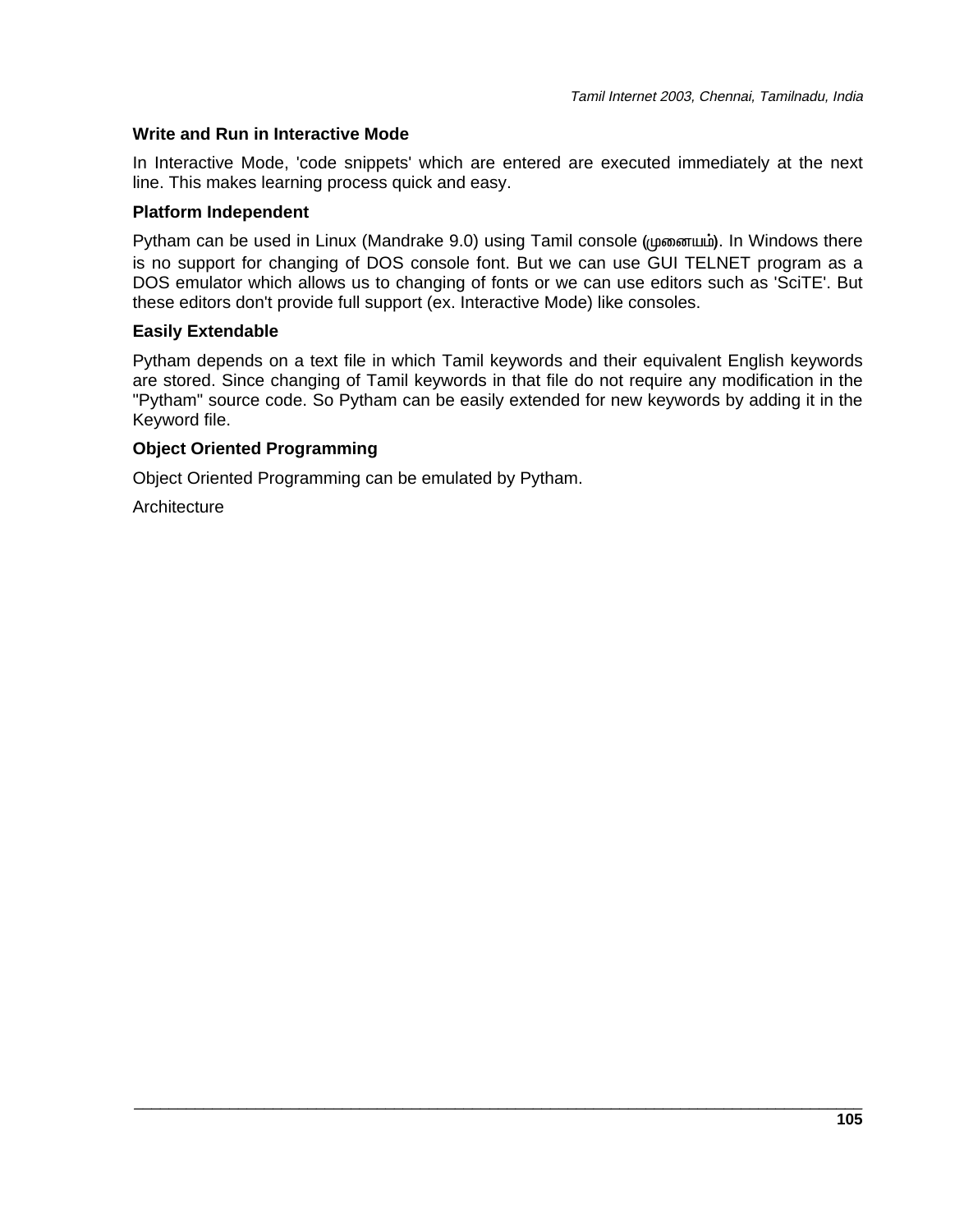### Write and Run in Interactive Mode

In Interactive Mode, 'code snippets' which are entered are executed immediately at the next line. This makes learning process quick and easy.

### Platform Independent

Pytham can be used in Linux (Mandrake 9.0) using Tamil console (முனையம்). In Windows there is no support for changing of DOS console font. But we can use GUI TELNET program as a DOS emulator which allows us to changing of fonts or we can use editors such as 'SciTE'. But these editors don't provide full support (ex. Interactive Mode) like consoles.

### Easily Extendable

Pytham depends on a text file in which Tamil keywords and their equivalent English keywords are stored. Since changing of Tamil keywords in that file do not require any modification in the "Pytham" source code. So Pytham can be easily extended for new keywords by adding it in the Keyword file.

### Object Oriented Programming

Object Oriented Programming can be emulated by Pytham.

Architecture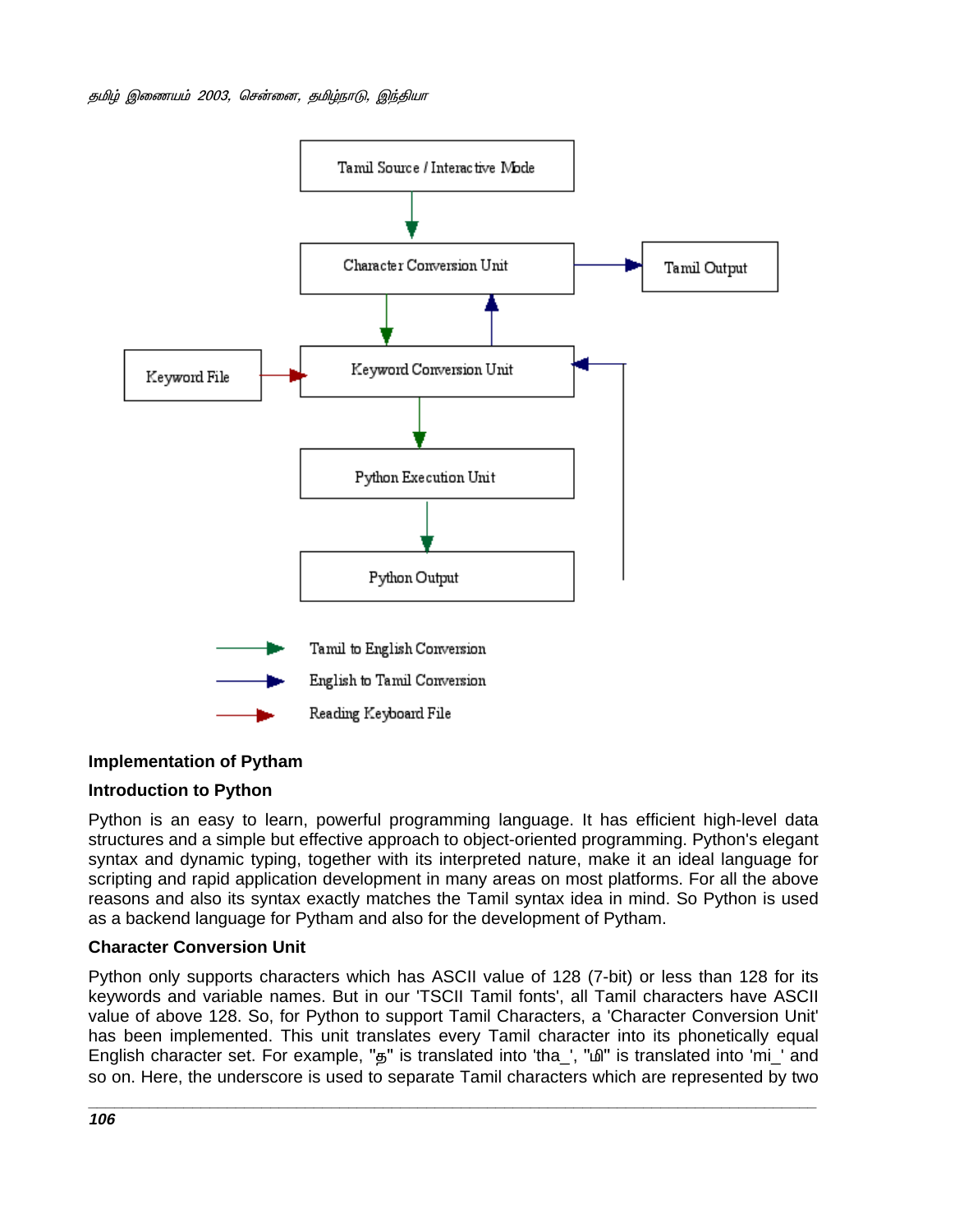Tamil Source / Interactive Mode

Character Conversion Unit

Tamil Output

Keyword File

Keyword Conversion Unit

Python Execution Unit

Python Output

Tamil to English Conversion

English to Tamil Conversion

Reading Keyboard File

### Implementation of Pytham

### Introduction to Python

Python is an easy to learn, powerful programming language. It has efficient high-level data structures and a simple but effective approach to object-oriented programming. Python's elegant syntax and dynamic typing, together with its interpreted nature, make it an ideal language for scripting and rapid application development in many areas on most platforms. For all the above reasons and also its syntax exactly matches the Tamil syntax idea in mind. So Python is used as a backend language for Pytham and also for the development of Pytham.

### Character Conversion Unit

Python only supports characters which has ASCII value of 128 (7-bit) or less than 128 for its keywords and variable names. But in our 'TSCII Tamil fonts', all Tamil characters have ASCII value of above 128. So, for Python to support Tamil Characters, a 'Character Conversion Unit' has been implemented. This unit translates every Tamil character into its phonetically equal English character set. For example, "த" is translated into 'tha_', "மி" is translated into 'mi_' and so on. Here, the underscore is used to separate Tamil characters which are represented by two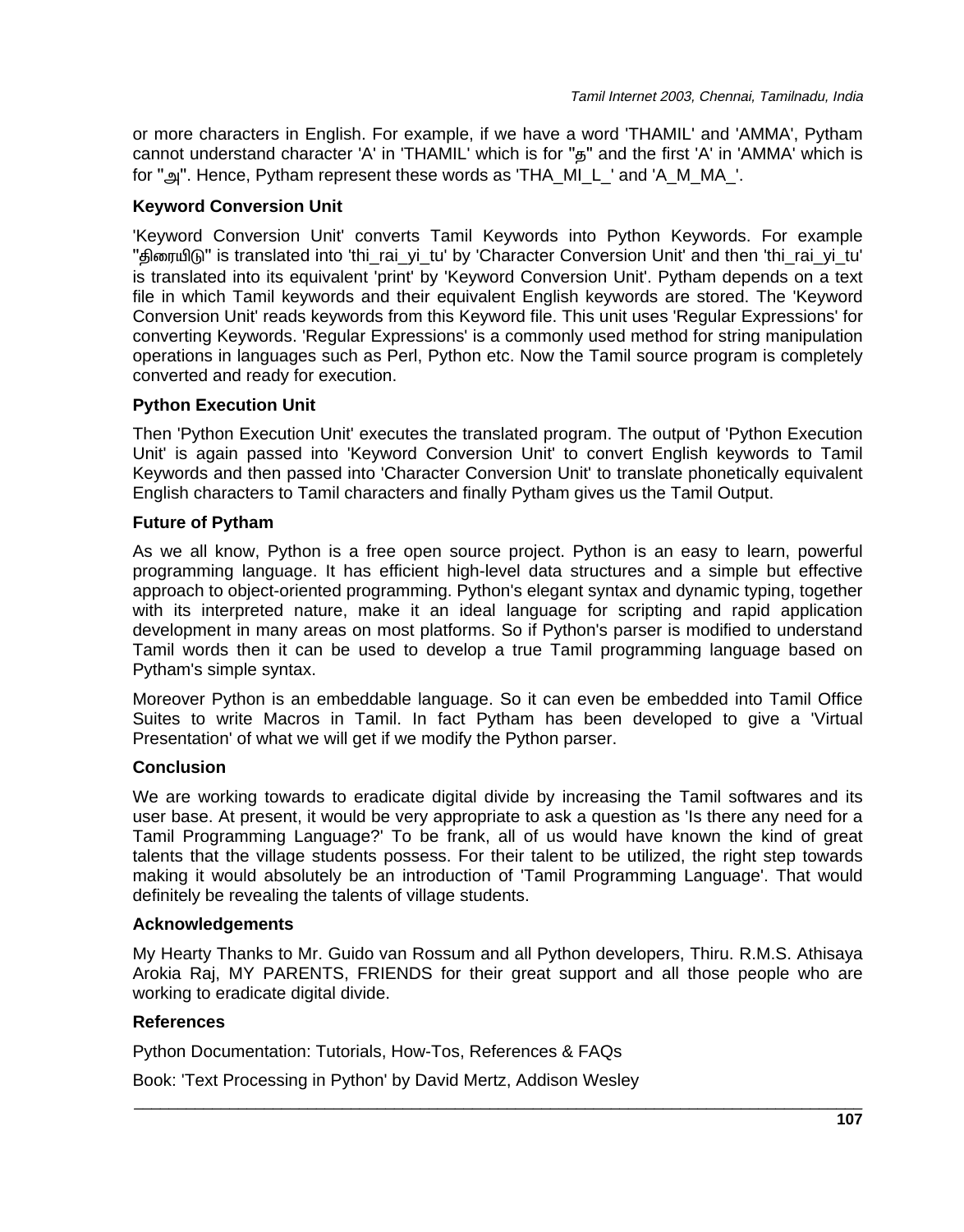or more characters in English. For example, if we have a word 'THAMIL' and 'AMMA', Pytham cannot understand character 'A' in 'THAMIL' which is for "த" and the first 'A' in 'AMMA' which is for "அ". Hence, Pytham represent these words as 'THA_MI_L_' and 'A_M_MA_'.

### Keyword Conversion Unit

'Keyword Conversion Unit' converts Tamil Keywords into Python Keywords. For example "திரையிடு" is translated into 'thi_rai_yi_tu' by 'Character Conversion Unit' and then 'thi_rai_yi_tu' is translated into its equivalent 'print' by 'Keyword Conversion Unit'. Pytham depends on a text file in which Tamil keywords and their equivalent English keywords are stored. The 'Keyword Conversion Unit' reads keywords from this Keyword file. This unit uses 'Regular Expressions' for converting Keywords. 'Regular Expressions' is a commonly used method for string manipulation operations in languages such as Perl, Python etc. Now the Tamil source program is completely converted and ready for execution.

### Python Execution Unit

Then 'Python Execution Unit' executes the translated program. The output of 'Python Execution Unit' is again passed into 'Keyword Conversion Unit' to convert English keywords to Tamil Keywords and then passed into 'Character Conversion Unit' to translate phonetically equivalent English characters to Tamil characters and finally Pytham gives us the Tamil Output.

### Future of Pytham

As we all know, Python is a free open source project. Python is an easy to learn, powerful programming language. It has efficient high-level data structures and a simple but effective approach to object-oriented programming. Python's elegant syntax and dynamic typing, together with its interpreted nature, make it an ideal language for scripting and rapid application development in many areas on most platforms. So if Python's parser is modified to understand Tamil words then it can be used to develop a true Tamil programming language based on Pytham's simple syntax.

Moreover Python is an embeddable language. So it can even be embedded into Tamil Office Suites to write Macros in Tamil. In fact Pytham has been developed to give a 'Virtual Presentation' of what we will get if we modify the Python parser.

### Conclusion

We are working towards to eradicate digital divide by increasing the Tamil softwares and its user base. At present, it would be very appropriate to ask a question as 'Is there any need for a Tamil Programming Language?' To be frank, all of us would have known the kind of great talents that the village students possess. For their talent to be utilized, the right step towards making it would absolutely be an introduction of 'Tamil Programming Language'. That would definitely be revealing the talents of village students.

### Acknowledgements

My Hearty Thanks to Mr. Guido van Rossum and all Python developers, Thiru. R.M.S. Athisaya Arokia Raj, MY PARENTS, FRIENDS for their great support and all those people who are working to eradicate digital divide.

### References

Python Documentation: Tutorials, How-Tos, References & FAQs

Book: 'Text Processing in Python' by David Mertz, Addison Wesley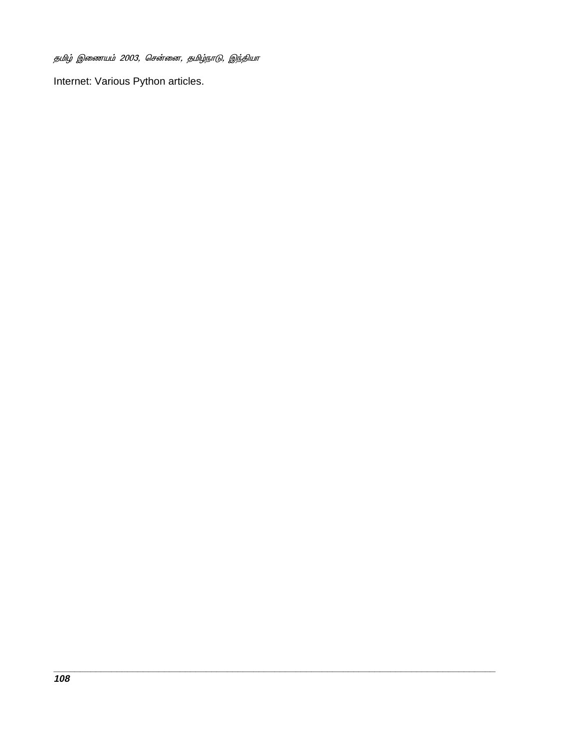*தமிழ் இணையம் 2003, சென்னை, தமிழ்நாடு, இந்தியா*

Internet: Various Python articles.